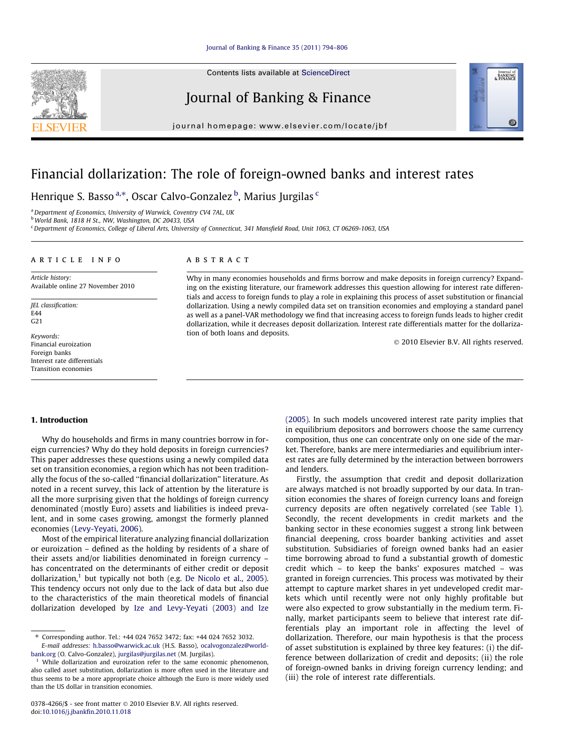# Financial dollarization: The role of foreign-owned banks and interest rates

Henrique S. Basso [a,*], Oscar Calvo-Gonzalez [b], Marius Jurgilas [c]

[a] Department of Economics, University of Warwick, Coventry CV4 7AL, UK
[b] World Bank, 1818 H St., NW, Washington, DC 20433, USA
[c] Department of Economics, College of Liberal Arts, University of Connecticut, 341 Mansfield Road, Unit 1063, CT 06269-1063, USA

## ARTICLE INFO

*Article history:*
Available online 27 November 2010

*JEL classification:*
E44
G21

*Keywords:*
Financial euroization
Foreign banks
Interest rate differentials
Transition economies

## ABSTRACT

Why in many economies households and firms borrow and make deposits in foreign currency? Expanding on the existing literature, our framework addresses this question allowing for interest rate differentials and access to foreign funds to play a role in explaining this process of asset substitution or financial dollarization. Using a newly compiled data set on transition economies and employing a standard panel as well as a panel-VAR methodology we find that increasing access to foreign funds leads to higher credit dollarization, while it decreases deposit dollarization. Interest rate differentials matter for the dollarization of both loans and deposits.

© 2010 Elsevier B.V. All rights reserved.

## 1. Introduction

Why do households and firms in many countries borrow in foreign currencies? Why do they hold deposits in foreign currencies? This paper addresses these questions using a newly compiled data set on transition economies, a region which has not been traditionally the focus of the so-called "financial dollarization" literature. As noted in a recent survey, this lack of attention by the literature is all the more surprising given that the holdings of foreign currency denominated (mostly Euro) assets and liabilities is indeed prevalent, and in some cases growing, amongst the formerly planned economies (Levy-Yeyati, 2006).

Most of the empirical literature analyzing financial dollarization or euroization – defined as the holding by residents of a share of their assets and/or liabilities denominated in foreign currency – has concentrated on the determinants of either credit or deposit dollarization,[1] but typically not both (e.g. De Nicolo et al., 2005). This tendency occurs not only due to the lack of data but also due to the characteristics of the main theoretical models of financial dollarization developed by Ize and Levy-Yeyati (2003) and Ize (2005). In such models uncovered interest rate parity implies that in equilibrium depositors and borrowers choose the same currency composition, thus one can concentrate only on one side of the market. Therefore, banks are mere intermediaries and equilibrium interest rates are fully determined by the interaction between borrowers and lenders.

Firstly, the assumption that credit and deposit dollarization are always matched is not broadly supported by our data. In transition economies the shares of foreign currency loans and foreign currency deposits are often negatively correlated (see Table 1). Secondly, the recent developments in credit markets and the banking sector in these economies suggest a strong link between financial deepening, cross boarder banking activities and asset substitution. Subsidiaries of foreign owned banks had an easier time borrowing abroad to fund a substantial growth of domestic credit which – to keep the banks' exposures matched – was granted in foreign currencies. This process was motivated by their attempt to capture market shares in yet undeveloped credit markets which until recently were not only highly profitable but were also expected to grow substantially in the medium term. Finally, market participants seem to believe that interest rate differentials play an important role in affecting the level of dollarization. Therefore, our main hypothesis is that the process of asset substitution is explained by three key features: (i) the difference between dollarization of credit and deposits; (ii) the role of foreign-owned banks in driving foreign currency lending; and (iii) the role of interest rate differentials.

---

* Corresponding author. Tel.: +44 024 7652 3472; fax: +44 024 7652 3032.
*E-mail addresses:* h.basso@warwick.ac.uk (H.S. Basso), ocalvogonzalez@worldbank.org (O. Calvo-Gonzalez), jurgilas@jurgilas.net (M. Jurgilas).

[1] While dollarization and euroization refer to the same economic phenomenon, also called asset substitution, dollarization is more often used in the literature and thus seems to be a more appropriate choice although the Euro is more widely used than the US dollar in transition economies.

0378-4266/$ - see front matter © 2010 Elsevier B.V. All rights reserved.
doi:10.1016/j.jbankfin.2010.11.018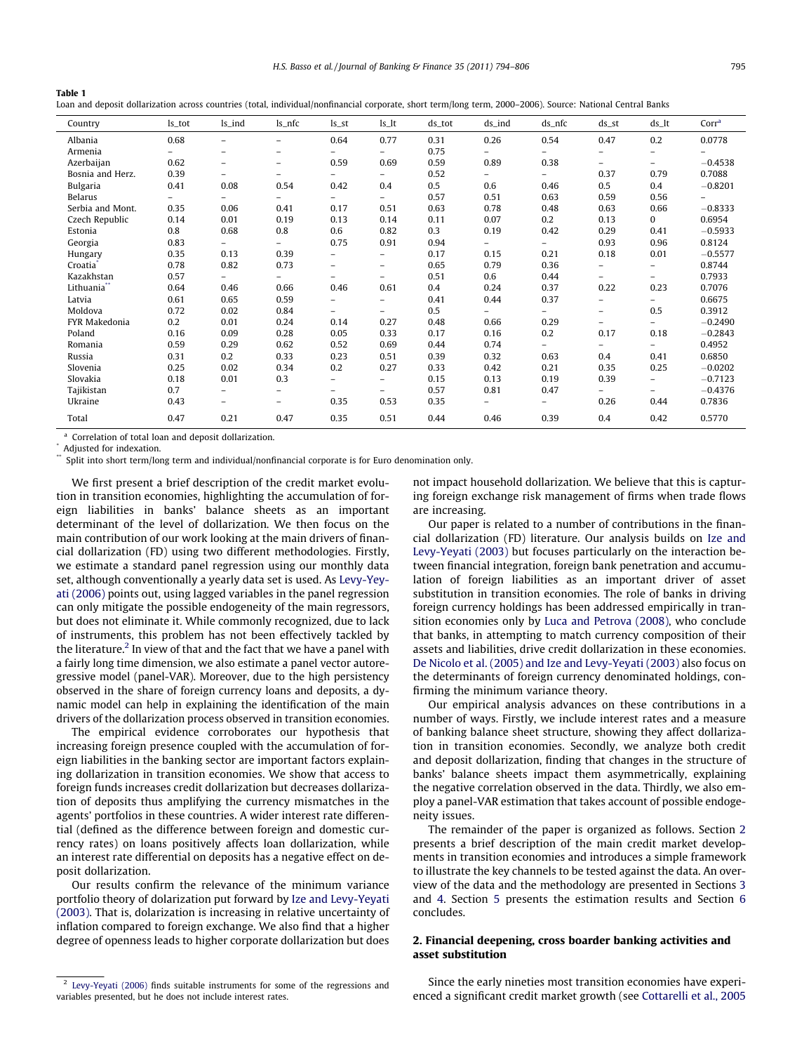**Table 1**
Loan and deposit dollarization across countries (total, individual/nonfinancial corporate, short term/long term, 2000–2006). Source: National Central Banks

| Country | ls_tot | ls_ind | ls_nfc | ls_st | ls_lt | ds_tot | ds_ind | ds_nfc | ds_st | ds_lt | Corr[a] |
|---|---|---|---|---|---|---|---|---|---|---|---|
| Albania | 0.68 | – | – | 0.64 | 0.77 | 0.31 | 0.26 | 0.54 | 0.47 | 0.2 | 0.0778 |
| Armenia | – | – | – | – | – | 0.75 | – | – | – | – | – |
| Azerbaijan | 0.62 | – | – | 0.59 | 0.69 | 0.59 | 0.89 | 0.38 | – | – | −0.4538 |
| Bosnia and Herz. | 0.39 | – | – | – | – | 0.52 | – | – | 0.37 | 0.79 | 0.7088 |
| Bulgaria | 0.41 | 0.08 | 0.54 | 0.42 | 0.4 | 0.5 | 0.6 | 0.46 | 0.5 | 0.4 | −0.8201 |
| Belarus | – | – | – | – | – | 0.57 | 0.51 | 0.63 | 0.59 | 0.56 | – |
| Serbia and Mont. | 0.35 | 0.06 | 0.41 | 0.17 | 0.51 | 0.63 | 0.78 | 0.48 | 0.63 | 0.66 | −0.8333 |
| Czech Republic | 0.14 | 0.01 | 0.19 | 0.13 | 0.14 | 0.11 | 0.07 | 0.2 | 0.13 | 0 | 0.6954 |
| Estonia | 0.8 | 0.68 | 0.8 | 0.6 | 0.82 | 0.3 | 0.19 | 0.42 | 0.29 | 0.41 | −0.5933 |
| Georgia | 0.83 | – | – | 0.75 | 0.91 | 0.94 | – | – | 0.93 | 0.96 | 0.8124 |
| Hungary | 0.35 | 0.13 | 0.39 | – | – | 0.17 | 0.15 | 0.21 | 0.18 | 0.01 | −0.5577 |
| Croatia* | 0.78 | 0.82 | 0.73 | – | – | 0.65 | 0.79 | 0.36 | – | – | 0.8744 |
| Kazakhstan | 0.57 | – | – | – | – | 0.51 | 0.6 | 0.44 | – | – | 0.7933 |
| Lithuania** | 0.64 | 0.46 | 0.66 | 0.46 | 0.61 | 0.4 | 0.24 | 0.37 | 0.22 | 0.23 | 0.7076 |
| Latvia | 0.61 | 0.65 | 0.59 | – | – | 0.41 | 0.44 | 0.37 | – | – | 0.6675 |
| Moldova | 0.72 | 0.02 | 0.84 | – | – | 0.5 | – | – | – | 0.5 | 0.3912 |
| FYR Makedonia | 0.2 | 0.01 | 0.24 | 0.14 | 0.27 | 0.48 | 0.66 | 0.29 | – | – | −0.2490 |
| Poland | 0.16 | 0.09 | 0.28 | 0.05 | 0.33 | 0.17 | 0.16 | 0.2 | 0.17 | 0.18 | −0.2843 |
| Romania | 0.59 | 0.29 | 0.62 | 0.52 | 0.69 | 0.44 | 0.74 | – | – | – | 0.4952 |
| Russia | 0.31 | 0.2 | 0.33 | 0.23 | 0.51 | 0.39 | 0.32 | 0.63 | 0.4 | 0.41 | 0.6850 |
| Slovenia | 0.25 | 0.02 | 0.34 | 0.2 | 0.27 | 0.33 | 0.42 | 0.21 | 0.35 | 0.25 | −0.0202 |
| Slovakia | 0.18 | 0.01 | 0.3 | – | – | 0.15 | 0.13 | 0.19 | 0.39 | – | −0.7123 |
| Tajikistan | 0.7 | – | – | – | – | 0.57 | 0.81 | 0.47 | – | – | −0.4376 |
| Ukraine | 0.43 | – | – | 0.35 | 0.53 | 0.35 | – | – | 0.26 | 0.44 | 0.7836 |
| Total | 0.47 | 0.21 | 0.47 | 0.35 | 0.51 | 0.44 | 0.46 | 0.39 | 0.4 | 0.42 | 0.5770 |

[a] Correlation of total loan and deposit dollarization.
* Adjusted for indexation.
** Split into short term/long term and individual/nonfinancial corporate is for Euro denomination only.

We first present a brief description of the credit market evolution in transition economies, highlighting the accumulation of foreign liabilities in banks' balance sheets as an important determinant of the level of dollarization. We then focus on the main contribution of our work looking at the main drivers of financial dollarization (FD) using two different methodologies. Firstly, we estimate a standard panel regression using our monthly data set, although conventionally a yearly data set is used. As Levy-Yeyati (2006) points out, using lagged variables in the panel regression can only mitigate the possible endogeneity of the main regressors, but does not eliminate it. While commonly recognized, due to lack of instruments, this problem has not been effectively tackled by the literature.[2] In view of that and the fact that we have a panel with a fairly long time dimension, we also estimate a panel vector autoregressive model (panel-VAR). Moreover, due to the high persistency observed in the share of foreign currency loans and deposits, a dynamic model can help in explaining the identification of the main drivers of the dollarization process observed in transition economies.

The empirical evidence corroborates our hypothesis that increasing foreign presence coupled with the accumulation of foreign liabilities in the banking sector are important factors explaining dollarization in transition economies. We show that access to foreign funds increases credit dollarization but decreases dollarization of deposits thus amplifying the currency mismatches in the agents' portfolios in these countries. A wider interest rate differential (defined as the difference between foreign and domestic currency rates) on loans positively affects loan dollarization, while an interest rate differential on deposits has a negative effect on deposit dollarization.

Our results confirm the relevance of the minimum variance portfolio theory of dolarization put forward by Ize and Levy-Yeyati (2003). That is, dolarization is increasing in relative uncertainty of inflation compared to foreign exchange. We also find that a higher degree of openness leads to higher corporate dollarization but does not impact household dollarization. We believe that this is capturing foreign exchange risk management of firms when trade flows are increasing.

Our paper is related to a number of contributions in the financial dollarization (FD) literature. Our analysis builds on Ize and Levy-Yeyati (2003) but focuses particularly on the interaction between financial integration, foreign bank penetration and accumulation of foreign liabilities as an important driver of asset substitution in transition economies. The role of banks in driving foreign currency holdings has been addressed empirically in transition economies only by Luca and Petrova (2008), who conclude that banks, in attempting to match currency composition of their assets and liabilities, drive credit dollarization in these economies. De Nicolo et al. (2005) and Ize and Levy-Yeyati (2003) also focus on the determinants of foreign currency denominated holdings, confirming the minimum variance theory.

Our empirical analysis advances on these contributions in a number of ways. Firstly, we include interest rates and a measure of banking balance sheet structure, showing they affect dollarization in transition economies. Secondly, we analyze both credit and deposit dollarization, finding that changes in the structure of banks' balance sheets impact them asymmetrically, explaining the negative correlation observed in the data. Thirdly, we also employ a panel-VAR estimation that takes account of possible endogeneity issues.

The remainder of the paper is organized as follows. Section 2 presents a brief description of the main credit market developments in transition economies and introduces a simple framework to illustrate the key channels to be tested against the data. An overview of the data and the methodology are presented in Sections 3 and 4. Section 5 presents the estimation results and Section 6 concludes.

## 2. Financial deepening, cross boarder banking activities and asset substitution

Since the early nineties most transition economies have experienced a significant credit market growth (see Cottarelli et al., 2005

[2] Levy-Yeyati (2006) finds suitable instruments for some of the regressions and variables presented, but he does not include interest rates.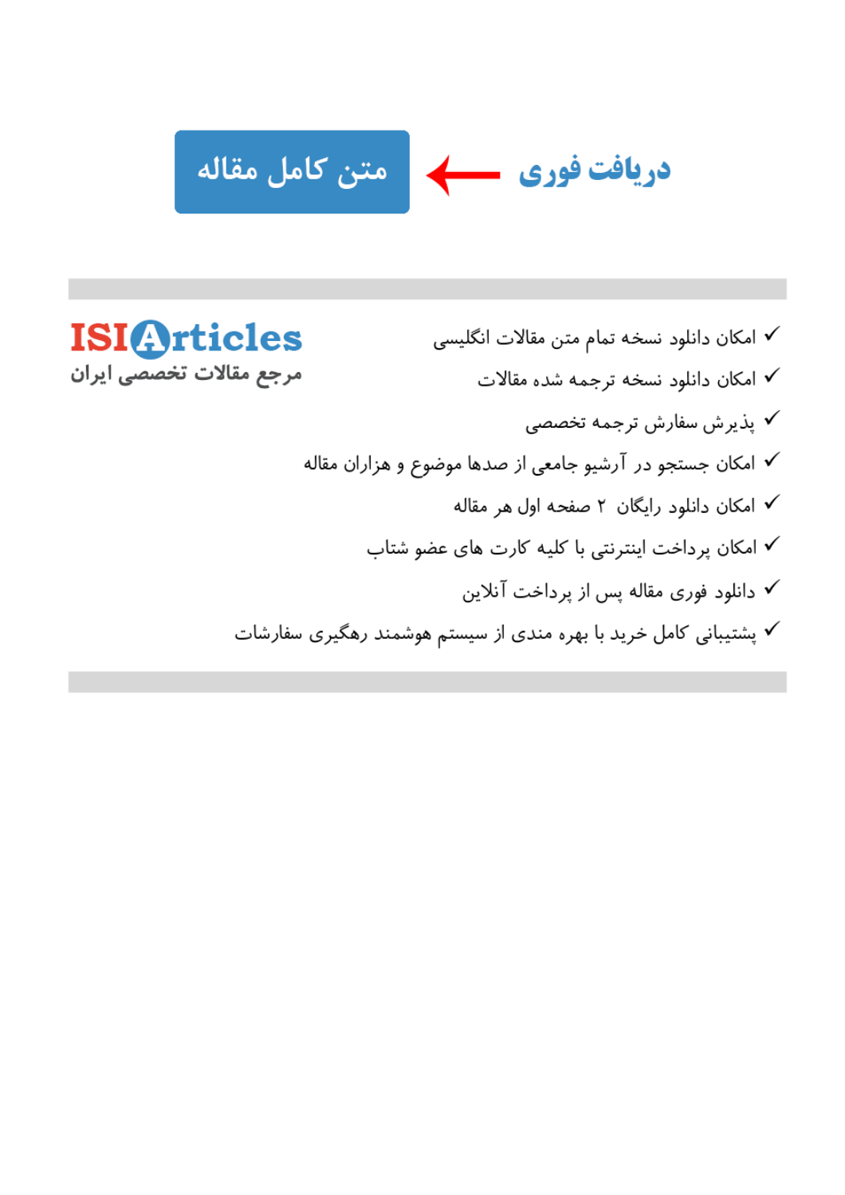دریافت فوری ← متن کامل مقاله

**ISIArticles**
مرجع مقالات تخصصی ایران

- ✓ امکان دانلود نسخه تمام متن مقالات انگلیسی
- ✓ امکان دانلود نسخه ترجمه شده مقالات
- ✓ پذیرش سفارش ترجمه تخصصی
- ✓ امکان جستجو در آرشیو جامعی از صدها موضوع و هزاران مقاله
- ✓ امکان دانلود رایگان ۲ صفحه اول هر مقاله
- ✓ امکان پرداخت اینترنتی با کلیه کارت های عضو شتاب
- ✓ دانلود فوری مقاله پس از پرداخت آنلاین
- ✓ پشتیبانی کامل خرید با بهره مندی از سیستم هوشمند رهگیری سفارشات